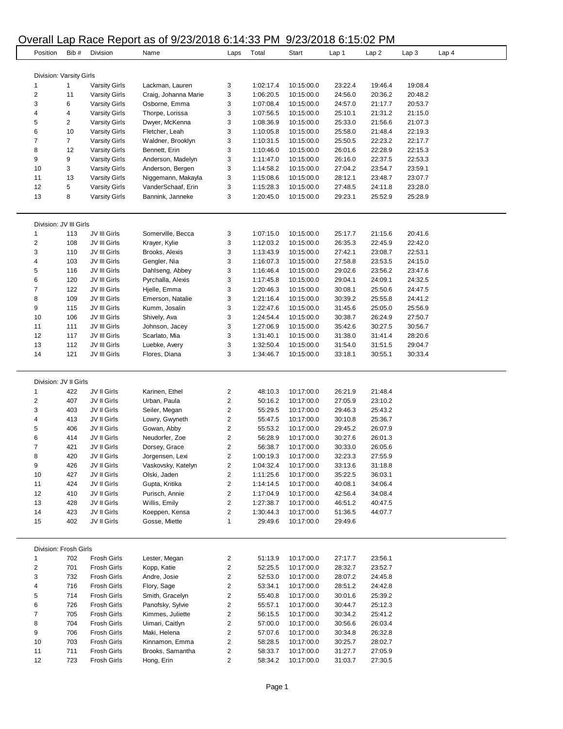# Overall Lap Race Report as of 9/23/2018 6:14:33 PM 9/23/2018 6:15:02 PM

| Position | Bib # | Division | Name | Laps | Total | Start | Lap 1 | Lap 2 | Lap 3 | Lap 4 |
|---|---|---|---|---|---|---|---|---|---|---|
| **Division: Varsity Girls** | | | | | | | | | | |
| 1 | 1 | Varsity Girls | Lackman, Lauren | 3 | 1:02:17.4 | 10:15:00.0 | 23:22.4 | 19:46.4 | 19:08.4 | |
| 2 | 11 | Varsity Girls | Craig, Johanna Marie | 3 | 1:06:20.5 | 10:15:00.0 | 24:56.0 | 20:36.2 | 20:48.2 | |
| 3 | 6 | Varsity Girls | Osborne, Emma | 3 | 1:07:08.4 | 10:15:00.0 | 24:57.0 | 21:17.7 | 20:53.7 | |
| 4 | 4 | Varsity Girls | Thorpe, Lorissa | 3 | 1:07:56.5 | 10:15:00.0 | 25:10.1 | 21:31.2 | 21:15.0 | |
| 5 | 2 | Varsity Girls | Dwyer, McKenna | 3 | 1:08:36.9 | 10:15:00.0 | 25:33.0 | 21:56.6 | 21:07.3 | |
| 6 | 10 | Varsity Girls | Fletcher, Leah | 3 | 1:10:05.8 | 10:15:00.0 | 25:58.0 | 21:48.4 | 22:19.3 | |
| 7 | 7 | Varsity Girls | Waldner, Brooklyn | 3 | 1:10:31.5 | 10:15:00.0 | 25:50.5 | 22:23.2 | 22:17.7 | |
| 8 | 12 | Varsity Girls | Bennett, Erin | 3 | 1:10:46.0 | 10:15:00.0 | 26:01.6 | 22:28.9 | 22:15.3 | |
| 9 | 9 | Varsity Girls | Anderson, Madelyn | 3 | 1:11:47.0 | 10:15:00.0 | 26:16.0 | 22:37.5 | 22:53.3 | |
| 10 | 3 | Varsity Girls | Anderson, Bergen | 3 | 1:14:58.2 | 10:15:00.0 | 27:04.2 | 23:54.7 | 23:59.1 | |
| 11 | 13 | Varsity Girls | Niggemann, Makayla | 3 | 1:15:08.6 | 10:15:00.0 | 28:12.1 | 23:48.7 | 23:07.7 | |
| 12 | 5 | Varsity Girls | VanderSchaaf, Erin | 3 | 1:15:28.3 | 10:15:00.0 | 27:48.5 | 24:11.8 | 23:28.0 | |
| 13 | 8 | Varsity Girls | Bannink, Janneke | 3 | 1:20:45.0 | 10:15:00.0 | 29:23.1 | 25:52.9 | 25:28.9 | |
| **Division: JV III Girls** | | | | | | | | | | |
| 1 | 113 | JV III Girls | Somerville, Becca | 3 | 1:07:15.0 | 10:15:00.0 | 25:17.7 | 21:15.6 | 20:41.6 | |
| 2 | 108 | JV III Girls | Krayer, Kylie | 3 | 1:12:03.2 | 10:15:00.0 | 26:35.3 | 22:45.9 | 22:42.0 | |
| 3 | 110 | JV III Girls | Brooks, Alexis | 3 | 1:13:43.9 | 10:15:00.0 | 27:42.1 | 23:08.7 | 22:53.1 | |
| 4 | 103 | JV III Girls | Gengler, Nia | 3 | 1:16:07.3 | 10:15:00.0 | 27:58.8 | 23:53.5 | 24:15.0 | |
| 5 | 116 | JV III Girls | Dahlseng, Abbey | 3 | 1:16:46.4 | 10:15:00.0 | 29:02.6 | 23:56.2 | 23:47.6 | |
| 6 | 120 | JV III Girls | Pyrchalla, Alexis | 3 | 1:17:45.8 | 10:15:00.0 | 29:04.1 | 24:09.1 | 24:32.5 | |
| 7 | 122 | JV III Girls | Hjelle, Emma | 3 | 1:20:46.3 | 10:15:00.0 | 30:08.1 | 25:50.6 | 24:47.5 | |
| 8 | 109 | JV III Girls | Emerson, Natalie | 3 | 1:21:16.4 | 10:15:00.0 | 30:39.2 | 25:55.8 | 24:41.2 | |
| 9 | 115 | JV III Girls | Kumm, Josalin | 3 | 1:22:47.6 | 10:15:00.0 | 31:45.6 | 25:05.0 | 25:56.9 | |
| 10 | 106 | JV III Girls | Shively, Ava | 3 | 1:24:54.4 | 10:15:00.0 | 30:38.7 | 26:24.9 | 27:50.7 | |
| 11 | 111 | JV III Girls | Johnson, Jacey | 3 | 1:27:06.9 | 10:15:00.0 | 35:42.6 | 30:27.5 | 30:56.7 | |
| 12 | 117 | JV III Girls | Scarlato, Mia | 3 | 1:31:40.1 | 10:15:00.0 | 31:38.0 | 31:41.4 | 28:20.6 | |
| 13 | 112 | JV III Girls | Luebke, Avery | 3 | 1:32:50.4 | 10:15:00.0 | 31:54.0 | 31:51.5 | 29:04.7 | |
| 14 | 121 | JV III Girls | Flores, Diana | 3 | 1:34:46.7 | 10:15:00.0 | 33:18.1 | 30:55.1 | 30:33.4 | |
| **Division: JV II Girls** | | | | | | | | | | |
| 1 | 422 | JV II Girls | Karinen, Ethel | 2 | 48:10.3 | 10:17:00.0 | 26:21.9 | 21:48.4 | | |
| 2 | 407 | JV II Girls | Urban, Paula | 2 | 50:16.2 | 10:17:00.0 | 27:05.9 | 23:10.2 | | |
| 3 | 403 | JV II Girls | Seiler, Megan | 2 | 55:29.5 | 10:17:00.0 | 29:46.3 | 25:43.2 | | |
| 4 | 413 | JV II Girls | Lowry, Gwyneth | 2 | 55:47.5 | 10:17:00.0 | 30:10.8 | 25:36.7 | | |
| 5 | 406 | JV II Girls | Gowan, Abby | 2 | 55:53.2 | 10:17:00.0 | 29:45.2 | 26:07.9 | | |
| 6 | 414 | JV II Girls | Neudorfer, Zoe | 2 | 56:28.9 | 10:17:00.0 | 30:27.6 | 26:01.3 | | |
| 7 | 421 | JV II Girls | Dorsey, Grace | 2 | 56:38.7 | 10:17:00.0 | 30:33.0 | 26:05.6 | | |
| 8 | 420 | JV II Girls | Jorgensen, Lexi | 2 | 1:00:19.3 | 10:17:00.0 | 32:23.3 | 27:55.9 | | |
| 9 | 426 | JV II Girls | Vaskovsky, Katelyn | 2 | 1:04:32.4 | 10:17:00.0 | 33:13.6 | 31:18.8 | | |
| 10 | 427 | JV II Girls | Olski, Jaden | 2 | 1:11:25.6 | 10:17:00.0 | 35:22.5 | 36:03.1 | | |
| 11 | 424 | JV II Girls | Gupta, Kritika | 2 | 1:14:14.5 | 10:17:00.0 | 40:08.1 | 34:06.4 | | |
| 12 | 410 | JV II Girls | Purisch, Annie | 2 | 1:17:04.9 | 10:17:00.0 | 42:56.4 | 34:08.4 | | |
| 13 | 428 | JV II Girls | Willis, Emily | 2 | 1:27:38.7 | 10:17:00.0 | 46:51.2 | 40:47.5 | | |
| 14 | 423 | JV II Girls | Koeppen, Kensa | 2 | 1:30:44.3 | 10:17:00.0 | 51:36.5 | 44:07.7 | | |
| 15 | 402 | JV II Girls | Gosse, Miette | 1 | 29:49.6 | 10:17:00.0 | 29:49.6 | | | |
| **Division: Frosh Girls** | | | | | | | | | | |
| 1 | 702 | Frosh Girls | Lester, Megan | 2 | 51:13.9 | 10:17:00.0 | 27:17.7 | 23:56.1 | | |
| 2 | 701 | Frosh Girls | Kopp, Katie | 2 | 52:25.5 | 10:17:00.0 | 28:32.7 | 23:52.7 | | |
| 3 | 732 | Frosh Girls | Andre, Josie | 2 | 52:53.0 | 10:17:00.0 | 28:07.2 | 24:45.8 | | |
| 4 | 716 | Frosh Girls | Flory, Sage | 2 | 53:34.1 | 10:17:00.0 | 28:51.2 | 24:42.8 | | |
| 5 | 714 | Frosh Girls | Smith, Gracelyn | 2 | 55:40.8 | 10:17:00.0 | 30:01.6 | 25:39.2 | | |
| 6 | 726 | Frosh Girls | Panofsky, Sylvie | 2 | 55:57.1 | 10:17:00.0 | 30:44.7 | 25:12.3 | | |
| 7 | 705 | Frosh Girls | Kimmes, Juliette | 2 | 56:15.5 | 10:17:00.0 | 30:34.2 | 25:41.2 | | |
| 8 | 704 | Frosh Girls | Uimari, Caitlyn | 2 | 57:00.0 | 10:17:00.0 | 30:56.6 | 26:03.4 | | |
| 9 | 706 | Frosh Girls | Maki, Helena | 2 | 57:07.6 | 10:17:00.0 | 30:34.8 | 26:32.8 | | |
| 10 | 703 | Frosh Girls | Kinnamon, Emma | 2 | 58:28.5 | 10:17:00.0 | 30:25.7 | 28:02.7 | | |
| 11 | 711 | Frosh Girls | Brooks, Samantha | 2 | 58:33.7 | 10:17:00.0 | 31:27.7 | 27:05.9 | | |
| 12 | 723 | Frosh Girls | Hong, Erin | 2 | 58:34.2 | 10:17:00.0 | 31:03.7 | 27:30.5 | | |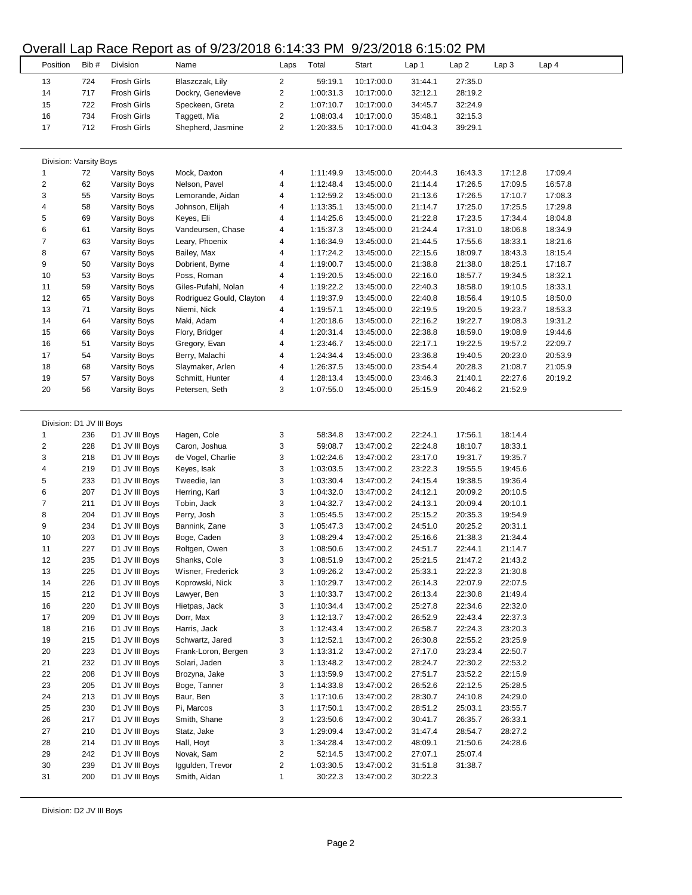# Overall Lap Race Report as of 9/23/2018 6:14:33 PM 9/23/2018 6:15:02 PM

| Position | Bib # | Division | Name | Laps | Total | Start | Lap 1 | Lap 2 | Lap 3 | Lap 4 |
|---|---|---|---|---|---|---|---|---|---|---|
| 13 | 724 | Frosh Girls | Blaszczak, Lily | 2 | 59:19.1 | 10:17:00.0 | 31:44.1 | 27:35.0 | | |
| 14 | 717 | Frosh Girls | Dockry, Genevieve | 2 | 1:00:31.3 | 10:17:00.0 | 32:12.1 | 28:19.2 | | |
| 15 | 722 | Frosh Girls | Speckeen, Greta | 2 | 1:07:10.7 | 10:17:00.0 | 34:45.7 | 32:24.9 | | |
| 16 | 734 | Frosh Girls | Taggett, Mia | 2 | 1:08:03.4 | 10:17:00.0 | 35:48.1 | 32:15.3 | | |
| 17 | 712 | Frosh Girls | Shepherd, Jasmine | 2 | 1:20:33.5 | 10:17:00.0 | 41:04.3 | 39:29.1 | | |

Division: Varsity Boys

| Position | Bib # | Division | Name | Laps | Total | Start | Lap 1 | Lap 2 | Lap 3 | Lap 4 |
|---|---|---|---|---|---|---|---|---|---|---|
| 1 | 72 | Varsity Boys | Mock, Daxton | 4 | 1:11:49.9 | 13:45:00.0 | 20:44.3 | 16:43.3 | 17:12.8 | 17:09.4 |
| 2 | 62 | Varsity Boys | Nelson, Pavel | 4 | 1:12:48.4 | 13:45:00.0 | 21:14.4 | 17:26.5 | 17:09.5 | 16:57.8 |
| 3 | 55 | Varsity Boys | Lemorande, Aidan | 4 | 1:12:59.2 | 13:45:00.0 | 21:13.6 | 17:26.5 | 17:10.7 | 17:08.3 |
| 4 | 58 | Varsity Boys | Johnson, Elijah | 4 | 1:13:35.1 | 13:45:00.0 | 21:14.7 | 17:25.0 | 17:25.5 | 17:29.8 |
| 5 | 69 | Varsity Boys | Keyes, Eli | 4 | 1:14:25.6 | 13:45:00.0 | 21:22.8 | 17:23.5 | 17:34.4 | 18:04.8 |
| 6 | 61 | Varsity Boys | Vandeursen, Chase | 4 | 1:15:37.3 | 13:45:00.0 | 21:24.4 | 17:31.0 | 18:06.8 | 18:34.9 |
| 7 | 63 | Varsity Boys | Leary, Phoenix | 4 | 1:16:34.9 | 13:45:00.0 | 21:44.5 | 17:55.6 | 18:33.1 | 18:21.6 |
| 8 | 67 | Varsity Boys | Bailey, Max | 4 | 1:17:24.2 | 13:45:00.0 | 22:15.6 | 18:09.7 | 18:43.3 | 18:15.4 |
| 9 | 50 | Varsity Boys | Dobrient, Byrne | 4 | 1:19:00.7 | 13:45:00.0 | 21:38.8 | 21:38.0 | 18:25.1 | 17:18.7 |
| 10 | 53 | Varsity Boys | Poss, Roman | 4 | 1:19:20.5 | 13:45:00.0 | 22:16.0 | 18:57.7 | 19:34.5 | 18:32.1 |
| 11 | 59 | Varsity Boys | Giles-Pufahl, Nolan | 4 | 1:19:22.2 | 13:45:00.0 | 22:40.3 | 18:58.0 | 19:10.5 | 18:33.1 |
| 12 | 65 | Varsity Boys | Rodriguez Gould, Clayton | 4 | 1:19:37.9 | 13:45:00.0 | 22:40.8 | 18:56.4 | 19:10.5 | 18:50.0 |
| 13 | 71 | Varsity Boys | Niemi, Nick | 4 | 1:19:57.1 | 13:45:00.0 | 22:19.5 | 19:20.5 | 19:23.7 | 18:53.3 |
| 14 | 64 | Varsity Boys | Maki, Adam | 4 | 1:20:18.6 | 13:45:00.0 | 22:16.2 | 19:22.7 | 19:08.3 | 19:31.2 |
| 15 | 66 | Varsity Boys | Flory, Bridger | 4 | 1:20:31.4 | 13:45:00.0 | 22:38.8 | 18:59.0 | 19:08.9 | 19:44.6 |
| 16 | 51 | Varsity Boys | Gregory, Evan | 4 | 1:23:46.7 | 13:45:00.0 | 22:17.1 | 19:22.5 | 19:57.2 | 22:09.7 |
| 17 | 54 | Varsity Boys | Berry, Malachi | 4 | 1:24:34.4 | 13:45:00.0 | 23:36.8 | 19:40.5 | 20:23.0 | 20:53.9 |
| 18 | 68 | Varsity Boys | Slaymaker, Arlen | 4 | 1:26:37.5 | 13:45:00.0 | 23:54.4 | 20:28.3 | 21:08.7 | 21:05.9 |
| 19 | 57 | Varsity Boys | Schmitt, Hunter | 4 | 1:28:13.4 | 13:45:00.0 | 23:46.3 | 21:40.1 | 22:27.6 | 20:19.2 |
| 20 | 56 | Varsity Boys | Petersen, Seth | 3 | 1:07:55.0 | 13:45:00.0 | 25:15.9 | 20:46.2 | 21:52.9 | |

Division: D1 JV III Boys

| Position | Bib # | Division | Name | Laps | Total | Start | Lap 1 | Lap 2 | Lap 3 | Lap 4 |
|---|---|---|---|---|---|---|---|---|---|---|
| 1 | 236 | D1 JV III Boys | Hagen, Cole | 3 | 58:34.8 | 13:47:00.2 | 22:24.1 | 17:56.1 | 18:14.4 | |
| 2 | 228 | D1 JV III Boys | Caron, Joshua | 3 | 59:08.7 | 13:47:00.2 | 22:24.8 | 18:10.7 | 18:33.1 | |
| 3 | 218 | D1 JV III Boys | de Vogel, Charlie | 3 | 1:02:24.6 | 13:47:00.2 | 23:17.0 | 19:31.7 | 19:35.7 | |
| 4 | 219 | D1 JV III Boys | Keyes, Isak | 3 | 1:03:03.5 | 13:47:00.2 | 23:22.3 | 19:55.5 | 19:45.6 | |
| 5 | 233 | D1 JV III Boys | Tweedie, Ian | 3 | 1:03:30.4 | 13:47:00.2 | 24:15.4 | 19:38.5 | 19:36.4 | |
| 6 | 207 | D1 JV III Boys | Herring, Karl | 3 | 1:04:32.0 | 13:47:00.2 | 24:12.1 | 20:09.2 | 20:10.5 | |
| 7 | 211 | D1 JV III Boys | Tobin, Jack | 3 | 1:04:32.7 | 13:47:00.2 | 24:13.1 | 20:09.4 | 20:10.1 | |
| 8 | 204 | D1 JV III Boys | Perry, Josh | 3 | 1:05:45.5 | 13:47:00.2 | 25:15.2 | 20:35.3 | 19:54.9 | |
| 9 | 234 | D1 JV III Boys | Bannink, Zane | 3 | 1:05:47.3 | 13:47:00.2 | 24:51.0 | 20:25.2 | 20:31.1 | |
| 10 | 203 | D1 JV III Boys | Boge, Caden | 3 | 1:08:29.4 | 13:47:00.2 | 25:16.6 | 21:38.3 | 21:34.4 | |
| 11 | 227 | D1 JV III Boys | Roltgen, Owen | 3 | 1:08:50.6 | 13:47:00.2 | 24:51.7 | 22:44.1 | 21:14.7 | |
| 12 | 235 | D1 JV III Boys | Shanks, Cole | 3 | 1:08:51.9 | 13:47:00.2 | 25:21.5 | 21:47.2 | 21:43.2 | |
| 13 | 225 | D1 JV III Boys | Wisner, Frederick | 3 | 1:09:26.2 | 13:47:00.2 | 25:33.1 | 22:22.3 | 21:30.8 | |
| 14 | 226 | D1 JV III Boys | Koprowski, Nick | 3 | 1:10:29.7 | 13:47:00.2 | 26:14.3 | 22:07.9 | 22:07.5 | |
| 15 | 212 | D1 JV III Boys | Lawyer, Ben | 3 | 1:10:33.7 | 13:47:00.2 | 26:13.4 | 22:30.8 | 21:49.4 | |
| 16 | 220 | D1 JV III Boys | Hietpas, Jack | 3 | 1:10:34.4 | 13:47:00.2 | 25:27.8 | 22:34.6 | 22:32.0 | |
| 17 | 209 | D1 JV III Boys | Dorr, Max | 3 | 1:12:13.7 | 13:47:00.2 | 26:52.9 | 22:43.4 | 22:37.3 | |
| 18 | 216 | D1 JV III Boys | Harris, Jack | 3 | 1:12:43.4 | 13:47:00.2 | 26:58.7 | 22:24.3 | 23:20.3 | |
| 19 | 215 | D1 JV III Boys | Schwartz, Jared | 3 | 1:12:52.1 | 13:47:00.2 | 26:30.8 | 22:55.2 | 23:25.9 | |
| 20 | 223 | D1 JV III Boys | Frank-Loron, Bergen | 3 | 1:13:31.2 | 13:47:00.2 | 27:17.0 | 23:23.4 | 22:50.7 | |
| 21 | 232 | D1 JV III Boys | Solari, Jaden | 3 | 1:13:48.2 | 13:47:00.2 | 28:24.7 | 22:30.2 | 22:53.2 | |
| 22 | 208 | D1 JV III Boys | Brozyna, Jake | 3 | 1:13:59.9 | 13:47:00.2 | 27:51.7 | 23:52.2 | 22:15.9 | |
| 23 | 205 | D1 JV III Boys | Boge, Tanner | 3 | 1:14:33.8 | 13:47:00.2 | 26:52.6 | 22:12.5 | 25:28.5 | |
| 24 | 213 | D1 JV III Boys | Baur, Ben | 3 | 1:17:10.6 | 13:47:00.2 | 28:30.7 | 24:10.8 | 24:29.0 | |
| 25 | 230 | D1 JV III Boys | Pi, Marcos | 3 | 1:17:50.1 | 13:47:00.2 | 28:51.2 | 25:03.1 | 23:55.7 | |
| 26 | 217 | D1 JV III Boys | Smith, Shane | 3 | 1:23:50.6 | 13:47:00.2 | 30:41.7 | 26:35.7 | 26:33.1 | |
| 27 | 210 | D1 JV III Boys | Statz, Jake | 3 | 1:29:09.4 | 13:47:00.2 | 31:47.4 | 28:54.7 | 28:27.2 | |
| 28 | 214 | D1 JV III Boys | Hall, Hoyt | 3 | 1:34:28.4 | 13:47:00.2 | 48:09.1 | 21:50.6 | 24:28.6 | |
| 29 | 242 | D1 JV III Boys | Novak, Sam | 2 | 52:14.5 | 13:47:00.2 | 27:07.1 | 25:07.4 | | |
| 30 | 239 | D1 JV III Boys | Iggulden, Trevor | 2 | 1:03:30.5 | 13:47:00.2 | 31:51.8 | 31:38.7 | | |
| 31 | 200 | D1 JV III Boys | Smith, Aidan | 1 | 30:22.3 | 13:47:00.2 | 30:22.3 | | | |

Division: D2 JV III Boys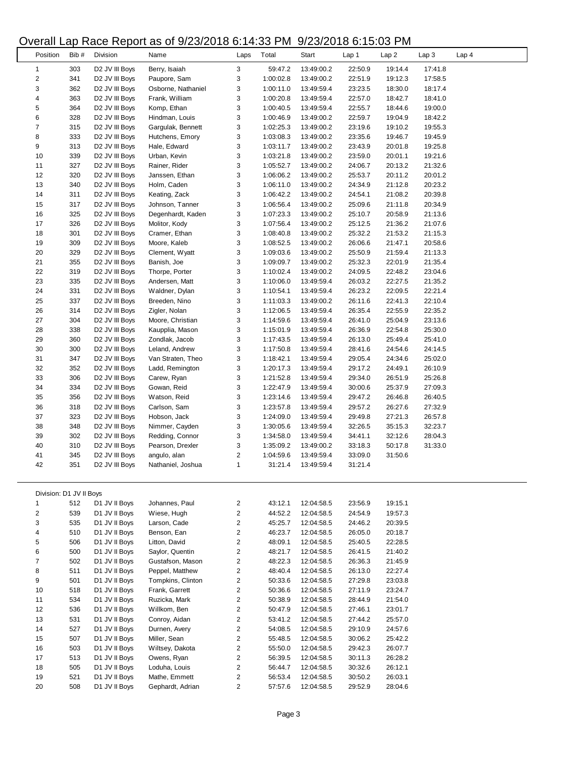# Overall Lap Race Report as of 9/23/2018 6:14:33 PM 9/23/2018 6:15:03 PM

| Position | Bib # | Division | Name | Laps | Total | Start | Lap 1 | Lap 2 | Lap 3 | Lap 4 |
|---|---|---|---|---|---|---|---|---|---|---|
| 1 | 303 | D2 JV III Boys | Berry, Isaiah | 3 | 59:47.2 | 13:49:00.2 | 22:50.9 | 19:14.4 | 17:41.8 | |
| 2 | 341 | D2 JV III Boys | Paupore, Sam | 3 | 1:00:02.8 | 13:49:00.2 | 22:51.9 | 19:12.3 | 17:58.5 | |
| 3 | 362 | D2 JV III Boys | Osborne, Nathaniel | 3 | 1:00:11.0 | 13:49:59.4 | 23:23.5 | 18:30.0 | 18:17.4 | |
| 4 | 363 | D2 JV III Boys | Frank, William | 3 | 1:00:20.8 | 13:49:59.4 | 22:57.0 | 18:42.7 | 18:41.0 | |
| 5 | 364 | D2 JV III Boys | Komp, Ethan | 3 | 1:00:40.5 | 13:49:59.4 | 22:55.7 | 18:44.6 | 19:00.0 | |
| 6 | 328 | D2 JV III Boys | Hindman, Louis | 3 | 1:00:46.9 | 13:49:00.2 | 22:59.7 | 19:04.9 | 18:42.2 | |
| 7 | 315 | D2 JV III Boys | Gargulak, Bennett | 3 | 1:02:25.3 | 13:49:00.2 | 23:19.6 | 19:10.2 | 19:55.3 | |
| 8 | 333 | D2 JV III Boys | Hutchens, Emory | 3 | 1:03:08.3 | 13:49:00.2 | 23:35.6 | 19:46.7 | 19:45.9 | |
| 9 | 313 | D2 JV III Boys | Hale, Edward | 3 | 1:03:11.7 | 13:49:00.2 | 23:43.9 | 20:01.8 | 19:25.8 | |
| 10 | 339 | D2 JV III Boys | Urban, Kevin | 3 | 1:03:21.8 | 13:49:00.2 | 23:59.0 | 20:01.1 | 19:21.6 | |
| 11 | 327 | D2 JV III Boys | Rainer, Rider | 3 | 1:05:52.7 | 13:49:00.2 | 24:06.7 | 20:13.2 | 21:32.6 | |
| 12 | 320 | D2 JV III Boys | Janssen, Ethan | 3 | 1:06:06.2 | 13:49:00.2 | 25:53.7 | 20:11.2 | 20:01.2 | |
| 13 | 340 | D2 JV III Boys | Holm, Caden | 3 | 1:06:11.0 | 13:49:00.2 | 24:34.9 | 21:12.8 | 20:23.2 | |
| 14 | 311 | D2 JV III Boys | Keating, Zack | 3 | 1:06:42.2 | 13:49:00.2 | 24:54.1 | 21:08.2 | 20:39.8 | |
| 15 | 317 | D2 JV III Boys | Johnson, Tanner | 3 | 1:06:56.4 | 13:49:00.2 | 25:09.6 | 21:11.8 | 20:34.9 | |
| 16 | 325 | D2 JV III Boys | Degenhardt, Kaden | 3 | 1:07:23.3 | 13:49:00.2 | 25:10.7 | 20:58.9 | 21:13.6 | |
| 17 | 326 | D2 JV III Boys | Molitor, Kody | 3 | 1:07:56.4 | 13:49:00.2 | 25:12.5 | 21:36.2 | 21:07.6 | |
| 18 | 301 | D2 JV III Boys | Cramer, Ethan | 3 | 1:08:40.8 | 13:49:00.2 | 25:32.2 | 21:53.2 | 21:15.3 | |
| 19 | 309 | D2 JV III Boys | Moore, Kaleb | 3 | 1:08:52.5 | 13:49:00.2 | 26:06.6 | 21:47.1 | 20:58.6 | |
| 20 | 329 | D2 JV III Boys | Clement, Wyatt | 3 | 1:09:03.6 | 13:49:00.2 | 25:50.9 | 21:59.4 | 21:13.3 | |
| 21 | 355 | D2 JV III Boys | Banish, Joe | 3 | 1:09:09.7 | 13:49:00.2 | 25:32.3 | 22:01.9 | 21:35.4 | |
| 22 | 319 | D2 JV III Boys | Thorpe, Porter | 3 | 1:10:02.4 | 13:49:00.2 | 24:09.5 | 22:48.2 | 23:04.6 | |
| 23 | 335 | D2 JV III Boys | Andersen, Matt | 3 | 1:10:06.0 | 13:49:59.4 | 26:03.2 | 22:27.5 | 21:35.2 | |
| 24 | 331 | D2 JV III Boys | Waldner, Dylan | 3 | 1:10:54.1 | 13:49:59.4 | 26:23.2 | 22:09.5 | 22:21.4 | |
| 25 | 337 | D2 JV III Boys | Breeden, Nino | 3 | 1:11:03.3 | 13:49:00.2 | 26:11.6 | 22:41.3 | 22:10.4 | |
| 26 | 314 | D2 JV III Boys | Zigler, Nolan | 3 | 1:12:06.5 | 13:49:59.4 | 26:35.4 | 22:55.9 | 22:35.2 | |
| 27 | 304 | D2 JV III Boys | Moore, Christian | 3 | 1:14:59.6 | 13:49:59.4 | 26:41.0 | 25:04.9 | 23:13.6 | |
| 28 | 338 | D2 JV III Boys | Kaupplia, Mason | 3 | 1:15:01.9 | 13:49:59.4 | 26:36.9 | 22:54.8 | 25:30.0 | |
| 29 | 360 | D2 JV III Boys | Zondlak, Jacob | 3 | 1:17:43.5 | 13:49:59.4 | 26:13.0 | 25:49.4 | 25:41.0 | |
| 30 | 300 | D2 JV III Boys | Leland, Andrew | 3 | 1:17:50.8 | 13:49:59.4 | 28:41.6 | 24:54.6 | 24:14.5 | |
| 31 | 347 | D2 JV III Boys | Van Straten, Theo | 3 | 1:18:42.1 | 13:49:59.4 | 29:05.4 | 24:34.6 | 25:02.0 | |
| 32 | 352 | D2 JV III Boys | Ladd, Remington | 3 | 1:20:17.3 | 13:49:59.4 | 29:17.2 | 24:49.1 | 26:10.9 | |
| 33 | 306 | D2 JV III Boys | Carew, Ryan | 3 | 1:21:52.8 | 13:49:59.4 | 29:34.0 | 26:51.9 | 25:26.8 | |
| 34 | 334 | D2 JV III Boys | Gowan, Reid | 3 | 1:22:47.9 | 13:49:59.4 | 30:00.6 | 25:37.9 | 27:09.3 | |
| 35 | 356 | D2 JV III Boys | Watson, Reid | 3 | 1:23:14.6 | 13:49:59.4 | 29:47.2 | 26:46.8 | 26:40.5 | |
| 36 | 318 | D2 JV III Boys | Carlson, Sam | 3 | 1:23:57.8 | 13:49:59.4 | 29:57.2 | 26:27.6 | 27:32.9 | |
| 37 | 323 | D2 JV III Boys | Hobson, Jack | 3 | 1:24:09.0 | 13:49:59.4 | 29:49.8 | 27:21.3 | 26:57.8 | |
| 38 | 348 | D2 JV III Boys | Nimmer, Cayden | 3 | 1:30:05.6 | 13:49:59.4 | 32:26.5 | 35:15.3 | 32:23.7 | |
| 39 | 302 | D2 JV III Boys | Redding, Connor | 3 | 1:34:58.0 | 13:49:59.4 | 34:41.1 | 32:12.6 | 28:04.3 | |
| 40 | 310 | D2 JV III Boys | Pearson, Drexler | 3 | 1:35:09.2 | 13:49:00.2 | 33:18.3 | 50:17.8 | 31:33.0 | |
| 41 | 345 | D2 JV III Boys | angulo, alan | 2 | 1:04:59.6 | 13:49:59.4 | 33:09.0 | 31:50.6 | | |
| 42 | 351 | D2 JV III Boys | Nathaniel, Joshua | 1 | 31:21.4 | 13:49:59.4 | 31:21.4 | | | |

Division: D1 JV II Boys

| Position | Bib # | Division | Name | Laps | Total | Start | Lap 1 | Lap 2 |
|---|---|---|---|---|---|---|---|---|
| 1 | 512 | D1 JV II Boys | Johannes, Paul | 2 | 43:12.1 | 12:04:58.5 | 23:56.9 | 19:15.1 |
| 2 | 539 | D1 JV II Boys | Wiese, Hugh | 2 | 44:52.2 | 12:04:58.5 | 24:54.9 | 19:57.3 |
| 3 | 535 | D1 JV II Boys | Larson, Cade | 2 | 45:25.7 | 12:04:58.5 | 24:46.2 | 20:39.5 |
| 4 | 510 | D1 JV II Boys | Benson, Ean | 2 | 46:23.7 | 12:04:58.5 | 26:05.0 | 20:18.7 |
| 5 | 506 | D1 JV II Boys | Litton, David | 2 | 48:09.1 | 12:04:58.5 | 25:40.5 | 22:28.5 |
| 6 | 500 | D1 JV II Boys | Saylor, Quentin | 2 | 48:21.7 | 12:04:58.5 | 26:41.5 | 21:40.2 |
| 7 | 502 | D1 JV II Boys | Gustafson, Mason | 2 | 48:22.3 | 12:04:58.5 | 26:36.3 | 21:45.9 |
| 8 | 511 | D1 JV II Boys | Peppel, Matthew | 2 | 48:40.4 | 12:04:58.5 | 26:13.0 | 22:27.4 |
| 9 | 501 | D1 JV II Boys | Tompkins, Clinton | 2 | 50:33.6 | 12:04:58.5 | 27:29.8 | 23:03.8 |
| 10 | 518 | D1 JV II Boys | Frank, Garrett | 2 | 50:36.6 | 12:04:58.5 | 27:11.9 | 23:24.7 |
| 11 | 534 | D1 JV II Boys | Ruzicka, Mark | 2 | 50:38.9 | 12:04:58.5 | 28:44.9 | 21:54.0 |
| 12 | 536 | D1 JV II Boys | Willkom, Ben | 2 | 50:47.9 | 12:04:58.5 | 27:46.1 | 23:01.7 |
| 13 | 531 | D1 JV II Boys | Conroy, Aidan | 2 | 53:41.2 | 12:04:58.5 | 27:44.2 | 25:57.0 |
| 14 | 527 | D1 JV II Boys | Durnen, Avery | 2 | 54:08.5 | 12:04:58.5 | 29:10.9 | 24:57.6 |
| 15 | 507 | D1 JV II Boys | Miller, Sean | 2 | 55:48.5 | 12:04:58.5 | 30:06.2 | 25:42.2 |
| 16 | 503 | D1 JV II Boys | Wiltsey, Dakota | 2 | 55:50.0 | 12:04:58.5 | 29:42.3 | 26:07.7 |
| 17 | 513 | D1 JV II Boys | Owens, Ryan | 2 | 56:39.5 | 12:04:58.5 | 30:11.3 | 26:28.2 |
| 18 | 505 | D1 JV II Boys | Loduha, Louis | 2 | 56:44.7 | 12:04:58.5 | 30:32.6 | 26:12.1 |
| 19 | 521 | D1 JV II Boys | Mathe, Emmett | 2 | 56:53.4 | 12:04:58.5 | 30:50.2 | 26:03.1 |
| 20 | 508 | D1 JV II Boys | Gephardt, Adrian | 2 | 57:57.6 | 12:04:58.5 | 29:52.9 | 28:04.6 |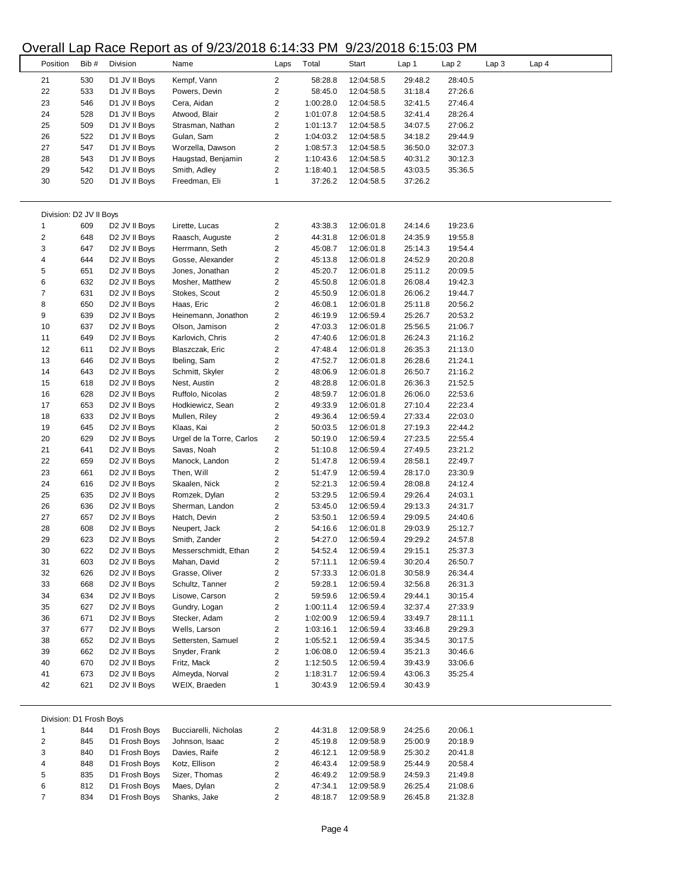# Overall Lap Race Report as of 9/23/2018 6:14:33 PM 9/23/2018 6:15:03 PM

| Position | Bib # | Division | Name | Laps | Total | Start | Lap 1 | Lap 2 | Lap 3 | Lap 4 |
|---|---|---|---|---|---|---|---|---|---|---|
| 21 | 530 | D1 JV II Boys | Kempf, Vann | 2 | 58:28.8 | 12:04:58.5 | 29:48.2 | 28:40.5 | | |
| 22 | 533 | D1 JV II Boys | Powers, Devin | 2 | 58:45.0 | 12:04:58.5 | 31:18.4 | 27:26.6 | | |
| 23 | 546 | D1 JV II Boys | Cera, Aidan | 2 | 1:00:28.0 | 12:04:58.5 | 32:41.5 | 27:46.4 | | |
| 24 | 528 | D1 JV II Boys | Atwood, Blair | 2 | 1:01:07.8 | 12:04:58.5 | 32:41.4 | 28:26.4 | | |
| 25 | 509 | D1 JV II Boys | Strasman, Nathan | 2 | 1:01:13.7 | 12:04:58.5 | 34:07.5 | 27:06.2 | | |
| 26 | 522 | D1 JV II Boys | Gulan, Sam | 2 | 1:04:03.2 | 12:04:58.5 | 34:18.2 | 29:44.9 | | |
| 27 | 547 | D1 JV II Boys | Worzella, Dawson | 2 | 1:08:57.3 | 12:04:58.5 | 36:50.0 | 32:07.3 | | |
| 28 | 543 | D1 JV II Boys | Haugstad, Benjamin | 2 | 1:10:43.6 | 12:04:58.5 | 40:31.2 | 30:12.3 | | |
| 29 | 542 | D1 JV II Boys | Smith, Adley | 2 | 1:18:40.1 | 12:04:58.5 | 43:03.5 | 35:36.5 | | |
| 30 | 520 | D1 JV II Boys | Freedman, Eli | 1 | 37:26.2 | 12:04:58.5 | 37:26.2 | | | |

Division: D2 JV II Boys

| Position | Bib # | Division | Name | Laps | Total | Start | Lap 1 | Lap 2 | Lap 3 | Lap 4 |
|---|---|---|---|---|---|---|---|---|---|---|
| 1 | 609 | D2 JV II Boys | Lirette, Lucas | 2 | 43:38.3 | 12:06:01.8 | 24:14.6 | 19:23.6 | | |
| 2 | 648 | D2 JV II Boys | Raasch, Auguste | 2 | 44:31.8 | 12:06:01.8 | 24:35.9 | 19:55.8 | | |
| 3 | 647 | D2 JV II Boys | Herrmann, Seth | 2 | 45:08.7 | 12:06:01.8 | 25:14.3 | 19:54.4 | | |
| 4 | 644 | D2 JV II Boys | Gosse, Alexander | 2 | 45:13.8 | 12:06:01.8 | 24:52.9 | 20:20.8 | | |
| 5 | 651 | D2 JV II Boys | Jones, Jonathan | 2 | 45:20.7 | 12:06:01.8 | 25:11.2 | 20:09.5 | | |
| 6 | 632 | D2 JV II Boys | Mosher, Matthew | 2 | 45:50.8 | 12:06:01.8 | 26:08.4 | 19:42.3 | | |
| 7 | 631 | D2 JV II Boys | Stokes, Scout | 2 | 45:50.9 | 12:06:01.8 | 26:06.2 | 19:44.7 | | |
| 8 | 650 | D2 JV II Boys | Haas, Eric | 2 | 46:08.1 | 12:06:01.8 | 25:11.8 | 20:56.2 | | |
| 9 | 639 | D2 JV II Boys | Heinemann, Jonathon | 2 | 46:19.9 | 12:06:59.4 | 25:26.7 | 20:53.2 | | |
| 10 | 637 | D2 JV II Boys | Olson, Jamison | 2 | 47:03.3 | 12:06:01.8 | 25:56.5 | 21:06.7 | | |
| 11 | 649 | D2 JV II Boys | Karlovich, Chris | 2 | 47:40.6 | 12:06:01.8 | 26:24.3 | 21:16.2 | | |
| 12 | 611 | D2 JV II Boys | Blaszczak, Eric | 2 | 47:48.4 | 12:06:01.8 | 26:35.3 | 21:13.0 | | |
| 13 | 646 | D2 JV II Boys | Ibeling, Sam | 2 | 47:52.7 | 12:06:01.8 | 26:28.6 | 21:24.1 | | |
| 14 | 643 | D2 JV II Boys | Schmitt, Skyler | 2 | 48:06.9 | 12:06:01.8 | 26:50.7 | 21:16.2 | | |
| 15 | 618 | D2 JV II Boys | Nest, Austin | 2 | 48:28.8 | 12:06:01.8 | 26:36.3 | 21:52.5 | | |
| 16 | 628 | D2 JV II Boys | Ruffolo, Nicolas | 2 | 48:59.7 | 12:06:01.8 | 26:06.0 | 22:53.6 | | |
| 17 | 653 | D2 JV II Boys | Hodkiewicz, Sean | 2 | 49:33.9 | 12:06:01.8 | 27:10.4 | 22:23.4 | | |
| 18 | 633 | D2 JV II Boys | Mullen, Riley | 2 | 49:36.4 | 12:06:59.4 | 27:33.4 | 22:03.0 | | |
| 19 | 645 | D2 JV II Boys | Klaas, Kai | 2 | 50:03.5 | 12:06:01.8 | 27:19.3 | 22:44.2 | | |
| 20 | 629 | D2 JV II Boys | Urgel de la Torre, Carlos | 2 | 50:19.0 | 12:06:59.4 | 27:23.5 | 22:55.4 | | |
| 21 | 641 | D2 JV II Boys | Savas, Noah | 2 | 51:10.8 | 12:06:59.4 | 27:49.5 | 23:21.2 | | |
| 22 | 659 | D2 JV II Boys | Manock, Landon | 2 | 51:47.8 | 12:06:59.4 | 28:58.1 | 22:49.7 | | |
| 23 | 661 | D2 JV II Boys | Then, Will | 2 | 51:47.9 | 12:06:59.4 | 28:17.0 | 23:30.9 | | |
| 24 | 616 | D2 JV II Boys | Skaalen, Nick | 2 | 52:21.3 | 12:06:59.4 | 28:08.8 | 24:12.4 | | |
| 25 | 635 | D2 JV II Boys | Romzek, Dylan | 2 | 53:29.5 | 12:06:59.4 | 29:26.4 | 24:03.1 | | |
| 26 | 636 | D2 JV II Boys | Sherman, Landon | 2 | 53:45.0 | 12:06:59.4 | 29:13.3 | 24:31.7 | | |
| 27 | 657 | D2 JV II Boys | Hatch, Devin | 2 | 53:50.1 | 12:06:59.4 | 29:09.5 | 24:40.6 | | |
| 28 | 608 | D2 JV II Boys | Neupert, Jack | 2 | 54:16.6 | 12:06:01.8 | 29:03.9 | 25:12.7 | | |
| 29 | 623 | D2 JV II Boys | Smith, Zander | 2 | 54:27.0 | 12:06:59.4 | 29:29.2 | 24:57.8 | | |
| 30 | 622 | D2 JV II Boys | Messerschmidt, Ethan | 2 | 54:52.4 | 12:06:59.4 | 29:15.1 | 25:37.3 | | |
| 31 | 603 | D2 JV II Boys | Mahan, David | 2 | 57:11.1 | 12:06:59.4 | 30:20.4 | 26:50.7 | | |
| 32 | 626 | D2 JV II Boys | Grasse, Oliver | 2 | 57:33.3 | 12:06:01.8 | 30:58.9 | 26:34.4 | | |
| 33 | 668 | D2 JV II Boys | Schultz, Tanner | 2 | 59:28.1 | 12:06:59.4 | 32:56.8 | 26:31.3 | | |
| 34 | 634 | D2 JV II Boys | Lisowe, Carson | 2 | 59:59.6 | 12:06:59.4 | 29:44.1 | 30:15.4 | | |
| 35 | 627 | D2 JV II Boys | Gundry, Logan | 2 | 1:00:11.4 | 12:06:59.4 | 32:37.4 | 27:33.9 | | |
| 36 | 671 | D2 JV II Boys | Stecker, Adam | 2 | 1:02:00.9 | 12:06:59.4 | 33:49.7 | 28:11.1 | | |
| 37 | 677 | D2 JV II Boys | Wells, Larson | 2 | 1:03:16.1 | 12:06:59.4 | 33:46.8 | 29:29.3 | | |
| 38 | 652 | D2 JV II Boys | Settersten, Samuel | 2 | 1:05:52.1 | 12:06:59.4 | 35:34.5 | 30:17.5 | | |
| 39 | 662 | D2 JV II Boys | Snyder, Frank | 2 | 1:06:08.0 | 12:06:59.4 | 35:21.3 | 30:46.6 | | |
| 40 | 670 | D2 JV II Boys | Fritz, Mack | 2 | 1:12:50.5 | 12:06:59.4 | 39:43.9 | 33:06.6 | | |
| 41 | 673 | D2 JV II Boys | Almeyda, Norval | 2 | 1:18:31.7 | 12:06:59.4 | 43:06.3 | 35:25.4 | | |
| 42 | 621 | D2 JV II Boys | WEIX, Braeden | 1 | 30:43.9 | 12:06:59.4 | 30:43.9 | | | |

Division: D1 Frosh Boys

| Position | Bib # | Division | Name | Laps | Total | Start | Lap 1 | Lap 2 | Lap 3 | Lap 4 |
|---|---|---|---|---|---|---|---|---|---|---|
| 1 | 844 | D1 Frosh Boys | Bucciarelli, Nicholas | 2 | 44:31.8 | 12:09:58.9 | 24:25.6 | 20:06.1 | | |
| 2 | 845 | D1 Frosh Boys | Johnson, Isaac | 2 | 45:19.8 | 12:09:58.9 | 25:00.9 | 20:18.9 | | |
| 3 | 840 | D1 Frosh Boys | Davies, Raife | 2 | 46:12.1 | 12:09:58.9 | 25:30.2 | 20:41.8 | | |
| 4 | 848 | D1 Frosh Boys | Kotz, Ellison | 2 | 46:43.4 | 12:09:58.9 | 25:44.9 | 20:58.4 | | |
| 5 | 835 | D1 Frosh Boys | Sizer, Thomas | 2 | 46:49.2 | 12:09:58.9 | 24:59.3 | 21:49.8 | | |
| 6 | 812 | D1 Frosh Boys | Maes, Dylan | 2 | 47:34.1 | 12:09:58.9 | 26:25.4 | 21:08.6 | | |
| 7 | 834 | D1 Frosh Boys | Shanks, Jake | 2 | 48:18.7 | 12:09:58.9 | 26:45.8 | 21:32.8 | | |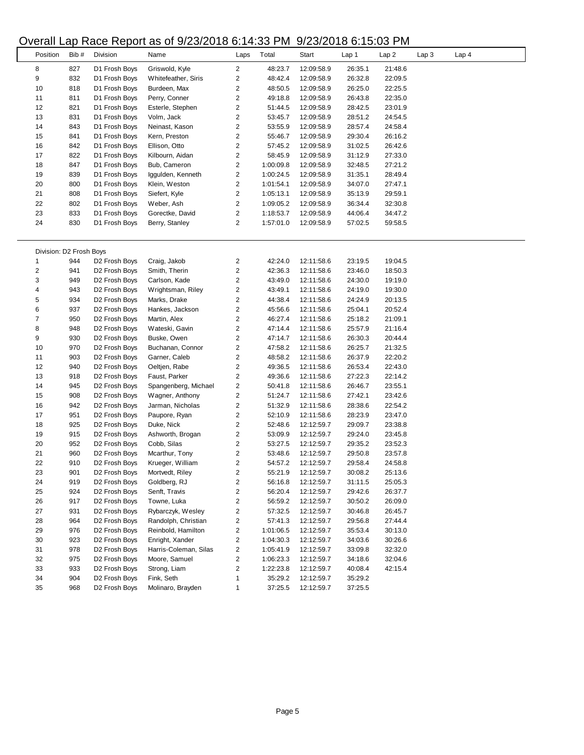# Overall Lap Race Report as of 9/23/2018 6:14:33 PM 9/23/2018 6:15:03 PM

| Position | Bib # | Division | Name | Laps | Total | Start | Lap 1 | Lap 2 | Lap 3 | Lap 4 |
|---|---|---|---|---|---|---|---|---|---|---|
| 8 | 827 | D1 Frosh Boys | Griswold, Kyle | 2 | 48:23.7 | 12:09:58.9 | 26:35.1 | 21:48.6 | | |
| 9 | 832 | D1 Frosh Boys | Whitefeather, Siris | 2 | 48:42.4 | 12:09:58.9 | 26:32.8 | 22:09.5 | | |
| 10 | 818 | D1 Frosh Boys | Burdeen, Max | 2 | 48:50.5 | 12:09:58.9 | 26:25.0 | 22:25.5 | | |
| 11 | 811 | D1 Frosh Boys | Perry, Conner | 2 | 49:18.8 | 12:09:58.9 | 26:43.8 | 22:35.0 | | |
| 12 | 821 | D1 Frosh Boys | Esterle, Stephen | 2 | 51:44.5 | 12:09:58.9 | 28:42.5 | 23:01.9 | | |
| 13 | 831 | D1 Frosh Boys | Volm, Jack | 2 | 53:45.7 | 12:09:58.9 | 28:51.2 | 24:54.5 | | |
| 14 | 843 | D1 Frosh Boys | Neinast, Kason | 2 | 53:55.9 | 12:09:58.9 | 28:57.4 | 24:58.4 | | |
| 15 | 841 | D1 Frosh Boys | Kern, Preston | 2 | 55:46.7 | 12:09:58.9 | 29:30.4 | 26:16.2 | | |
| 16 | 842 | D1 Frosh Boys | Ellison, Otto | 2 | 57:45.2 | 12:09:58.9 | 31:02.5 | 26:42.6 | | |
| 17 | 822 | D1 Frosh Boys | Kilbourn, Aidan | 2 | 58:45.9 | 12:09:58.9 | 31:12.9 | 27:33.0 | | |
| 18 | 847 | D1 Frosh Boys | Bub, Cameron | 2 | 1:00:09.8 | 12:09:58.9 | 32:48.5 | 27:21.2 | | |
| 19 | 839 | D1 Frosh Boys | Iggulden, Kenneth | 2 | 1:00:24.5 | 12:09:58.9 | 31:35.1 | 28:49.4 | | |
| 20 | 800 | D1 Frosh Boys | Klein, Weston | 2 | 1:01:54.1 | 12:09:58.9 | 34:07.0 | 27:47.1 | | |
| 21 | 808 | D1 Frosh Boys | Siefert, Kyle | 2 | 1:05:13.1 | 12:09:58.9 | 35:13.9 | 29:59.1 | | |
| 22 | 802 | D1 Frosh Boys | Weber, Ash | 2 | 1:09:05.2 | 12:09:58.9 | 36:34.4 | 32:30.8 | | |
| 23 | 833 | D1 Frosh Boys | Gorectke, David | 2 | 1:18:53.7 | 12:09:58.9 | 44:06.4 | 34:47.2 | | |
| 24 | 830 | D1 Frosh Boys | Berry, Stanley | 2 | 1:57:01.0 | 12:09:58.9 | 57:02.5 | 59:58.5 | | |

Division: D2 Frosh Boys

| Position | Bib # | Division | Name | Laps | Total | Start | Lap 1 | Lap 2 | Lap 3 | Lap 4 |
|---|---|---|---|---|---|---|---|---|---|---|
| 1 | 944 | D2 Frosh Boys | Craig, Jakob | 2 | 42:24.0 | 12:11:58.6 | 23:19.5 | 19:04.5 | | |
| 2 | 941 | D2 Frosh Boys | Smith, Therin | 2 | 42:36.3 | 12:11:58.6 | 23:46.0 | 18:50.3 | | |
| 3 | 949 | D2 Frosh Boys | Carlson, Kade | 2 | 43:49.0 | 12:11:58.6 | 24:30.0 | 19:19.0 | | |
| 4 | 943 | D2 Frosh Boys | Wrightsman, Riley | 2 | 43:49.1 | 12:11:58.6 | 24:19.0 | 19:30.0 | | |
| 5 | 934 | D2 Frosh Boys | Marks, Drake | 2 | 44:38.4 | 12:11:58.6 | 24:24.9 | 20:13.5 | | |
| 6 | 937 | D2 Frosh Boys | Hankes, Jackson | 2 | 45:56.6 | 12:11:58.6 | 25:04.1 | 20:52.4 | | |
| 7 | 950 | D2 Frosh Boys | Martin, Alex | 2 | 46:27.4 | 12:11:58.6 | 25:18.2 | 21:09.1 | | |
| 8 | 948 | D2 Frosh Boys | Wateski, Gavin | 2 | 47:14.4 | 12:11:58.6 | 25:57.9 | 21:16.4 | | |
| 9 | 930 | D2 Frosh Boys | Buske, Owen | 2 | 47:14.7 | 12:11:58.6 | 26:30.3 | 20:44.4 | | |
| 10 | 970 | D2 Frosh Boys | Buchanan, Connor | 2 | 47:58.2 | 12:11:58.6 | 26:25.7 | 21:32.5 | | |
| 11 | 903 | D2 Frosh Boys | Garner, Caleb | 2 | 48:58.2 | 12:11:58.6 | 26:37.9 | 22:20.2 | | |
| 12 | 940 | D2 Frosh Boys | Oeltjen, Rabe | 2 | 49:36.5 | 12:11:58.6 | 26:53.4 | 22:43.0 | | |
| 13 | 918 | D2 Frosh Boys | Faust, Parker | 2 | 49:36.6 | 12:11:58.6 | 27:22.3 | 22:14.2 | | |
| 14 | 945 | D2 Frosh Boys | Spangenberg, Michael | 2 | 50:41.8 | 12:11:58.6 | 26:46.7 | 23:55.1 | | |
| 15 | 908 | D2 Frosh Boys | Wagner, Anthony | 2 | 51:24.7 | 12:11:58.6 | 27:42.1 | 23:42.6 | | |
| 16 | 942 | D2 Frosh Boys | Jarman, Nicholas | 2 | 51:32.9 | 12:11:58.6 | 28:38.6 | 22:54.2 | | |
| 17 | 951 | D2 Frosh Boys | Paupore, Ryan | 2 | 52:10.9 | 12:11:58.6 | 28:23.9 | 23:47.0 | | |
| 18 | 925 | D2 Frosh Boys | Duke, Nick | 2 | 52:48.6 | 12:12:59.7 | 29:09.7 | 23:38.8 | | |
| 19 | 915 | D2 Frosh Boys | Ashworth, Brogan | 2 | 53:09.9 | 12:12:59.7 | 29:24.0 | 23:45.8 | | |
| 20 | 952 | D2 Frosh Boys | Cobb, Silas | 2 | 53:27.5 | 12:12:59.7 | 29:35.2 | 23:52.3 | | |
| 21 | 960 | D2 Frosh Boys | Mcarthur, Tony | 2 | 53:48.6 | 12:12:59.7 | 29:50.8 | 23:57.8 | | |
| 22 | 910 | D2 Frosh Boys | Krueger, William | 2 | 54:57.2 | 12:12:59.7 | 29:58.4 | 24:58.8 | | |
| 23 | 901 | D2 Frosh Boys | Mortvedt, Riley | 2 | 55:21.9 | 12:12:59.7 | 30:08.2 | 25:13.6 | | |
| 24 | 919 | D2 Frosh Boys | Goldberg, RJ | 2 | 56:16.8 | 12:12:59.7 | 31:11.5 | 25:05.3 | | |
| 25 | 924 | D2 Frosh Boys | Senft, Travis | 2 | 56:20.4 | 12:12:59.7 | 29:42.6 | 26:37.7 | | |
| 26 | 917 | D2 Frosh Boys | Towne, Luka | 2 | 56:59.2 | 12:12:59.7 | 30:50.2 | 26:09.0 | | |
| 27 | 931 | D2 Frosh Boys | Rybarczyk, Wesley | 2 | 57:32.5 | 12:12:59.7 | 30:46.8 | 26:45.7 | | |
| 28 | 964 | D2 Frosh Boys | Randolph, Christian | 2 | 57:41.3 | 12:12:59.7 | 29:56.8 | 27:44.4 | | |
| 29 | 976 | D2 Frosh Boys | Reinbold, Hamilton | 2 | 1:01:06.5 | 12:12:59.7 | 35:53.4 | 30:13.0 | | |
| 30 | 923 | D2 Frosh Boys | Enright, Xander | 2 | 1:04:30.3 | 12:12:59.7 | 34:03.6 | 30:26.6 | | |
| 31 | 978 | D2 Frosh Boys | Harris-Coleman, Silas | 2 | 1:05:41.9 | 12:12:59.7 | 33:09.8 | 32:32.0 | | |
| 32 | 975 | D2 Frosh Boys | Moore, Samuel | 2 | 1:06:23.3 | 12:12:59.7 | 34:18.6 | 32:04.6 | | |
| 33 | 933 | D2 Frosh Boys | Strong, Liam | 2 | 1:22:23.8 | 12:12:59.7 | 40:08.4 | 42:15.4 | | |
| 34 | 904 | D2 Frosh Boys | Fink, Seth | 1 | 35:29.2 | 12:12:59.7 | 35:29.2 | | | |
| 35 | 968 | D2 Frosh Boys | Molinaro, Brayden | 1 | 37:25.5 | 12:12:59.7 | 37:25.5 | | | |